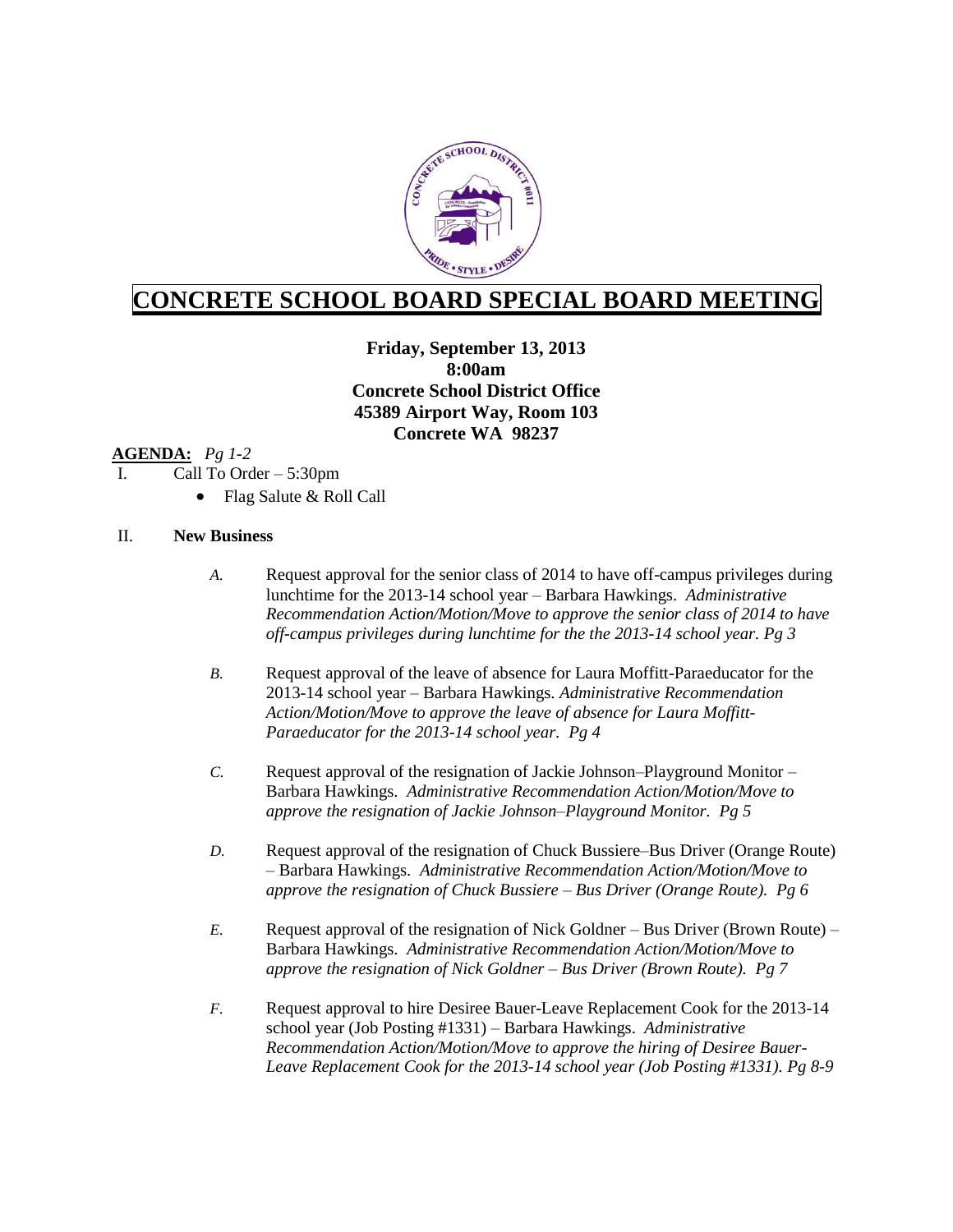# CONCRETE SCHOOL BOARD SPECIAL BOARD MEETING

**Friday, September 13, 2013**
**8:00am**
**Concrete School District Office**
**45389 Airport Way, Room 103**
**Concrete WA 98237**

**AGENDA:** *Pg 1-2*

I. Call To Order – 5:30pm

- Flag Salute & Roll Call

II. **New Business**

*A.* Request approval for the senior class of 2014 to have off-campus privileges during lunchtime for the 2013-14 school year – Barbara Hawkings. *Administrative Recommendation Action/Motion/Move to approve the senior class of 2014 to have off-campus privileges during lunchtime for the the 2013-14 school year. Pg 3*

*B.* Request approval of the leave of absence for Laura Moffitt-Paraeducator for the 2013-14 school year – Barbara Hawkings. *Administrative Recommendation Action/Motion/Move to approve the leave of absence for Laura Moffitt-Paraeducator for the 2013-14 school year. Pg 4*

*C.* Request approval of the resignation of Jackie Johnson–Playground Monitor – Barbara Hawkings. *Administrative Recommendation Action/Motion/Move to approve the resignation of Jackie Johnson–Playground Monitor. Pg 5*

*D.* Request approval of the resignation of Chuck Bussiere–Bus Driver (Orange Route) – Barbara Hawkings. *Administrative Recommendation Action/Motion/Move to approve the resignation of Chuck Bussiere – Bus Driver (Orange Route). Pg 6*

*E.* Request approval of the resignation of Nick Goldner – Bus Driver (Brown Route) – Barbara Hawkings. *Administrative Recommendation Action/Motion/Move to approve the resignation of Nick Goldner – Bus Driver (Brown Route). Pg 7*

*F.* Request approval to hire Desiree Bauer-Leave Replacement Cook for the 2013-14 school year (Job Posting #1331) – Barbara Hawkings. *Administrative Recommendation Action/Motion/Move to approve the hiring of Desiree Bauer-Leave Replacement Cook for the 2013-14 school year (Job Posting #1331). Pg 8-9*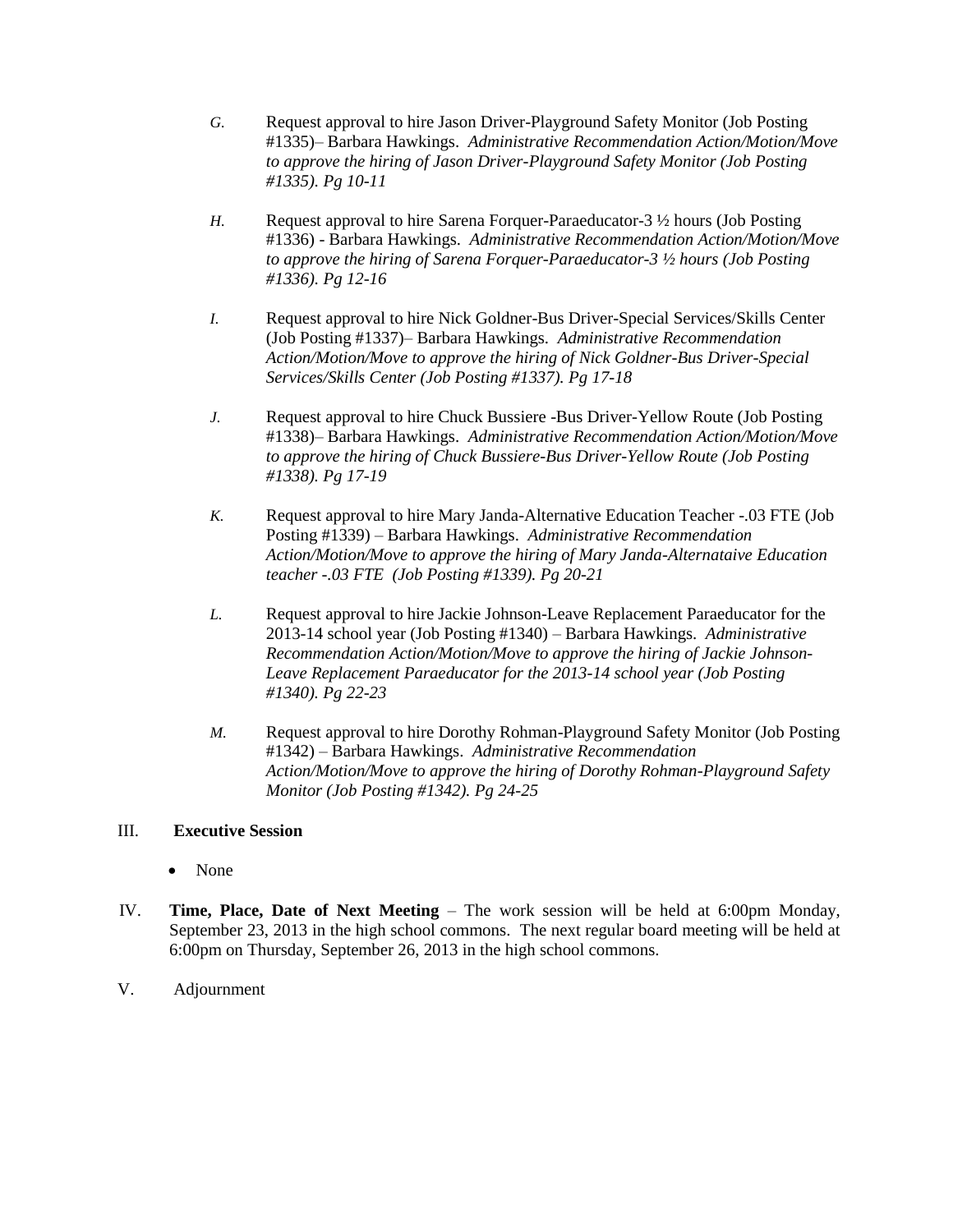*G.* Request approval to hire Jason Driver-Playground Safety Monitor (Job Posting #1335)– Barbara Hawkings. *Administrative Recommendation Action/Motion/Move to approve the hiring of Jason Driver-Playground Safety Monitor (Job Posting #1335). Pg 10-11*

*H.* Request approval to hire Sarena Forquer-Paraeducator-3 ½ hours (Job Posting #1336) - Barbara Hawkings. *Administrative Recommendation Action/Motion/Move to approve the hiring of Sarena Forquer-Paraeducator-3 ½ hours (Job Posting #1336). Pg 12-16*

*I.* Request approval to hire Nick Goldner-Bus Driver-Special Services/Skills Center (Job Posting #1337)– Barbara Hawkings. *Administrative Recommendation Action/Motion/Move to approve the hiring of Nick Goldner-Bus Driver-Special Services/Skills Center (Job Posting #1337). Pg 17-18*

*J.* Request approval to hire Chuck Bussiere -Bus Driver-Yellow Route (Job Posting #1338)– Barbara Hawkings. *Administrative Recommendation Action/Motion/Move to approve the hiring of Chuck Bussiere-Bus Driver-Yellow Route (Job Posting #1338). Pg 17-19*

*K.* Request approval to hire Mary Janda-Alternative Education Teacher -.03 FTE (Job Posting #1339) – Barbara Hawkings. *Administrative Recommendation Action/Motion/Move to approve the hiring of Mary Janda-Alternataive Education teacher -.03 FTE (Job Posting #1339). Pg 20-21*

*L.* Request approval to hire Jackie Johnson-Leave Replacement Paraeducator for the 2013-14 school year (Job Posting #1340) – Barbara Hawkings. *Administrative Recommendation Action/Motion/Move to approve the hiring of Jackie Johnson-Leave Replacement Paraeducator for the 2013-14 school year (Job Posting #1340). Pg 22-23*

*M.* Request approval to hire Dorothy Rohman-Playground Safety Monitor (Job Posting #1342) – Barbara Hawkings. *Administrative Recommendation Action/Motion/Move to approve the hiring of Dorothy Rohman-Playground Safety Monitor (Job Posting #1342). Pg 24-25*

III. **Executive Session**

- None

IV. **Time, Place, Date of Next Meeting** – The work session will be held at 6:00pm Monday, September 23, 2013 in the high school commons. The next regular board meeting will be held at 6:00pm on Thursday, September 26, 2013 in the high school commons.

V. Adjournment